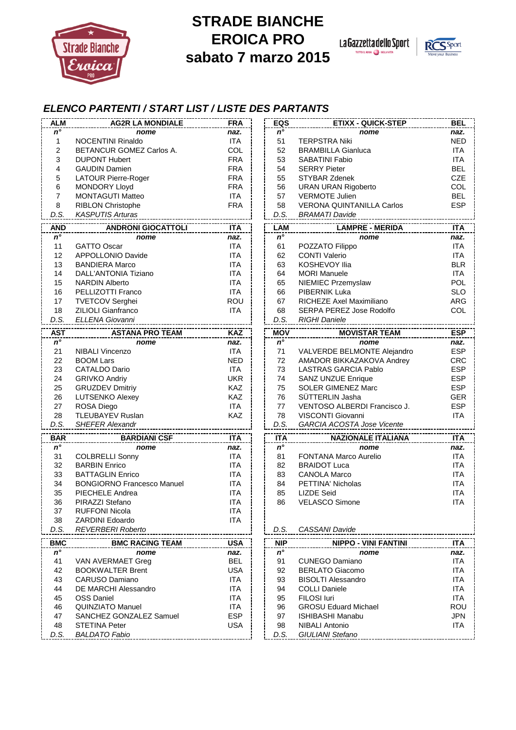# STRADE BIANCHE
# EROICA PRO
# sabato 7 marzo 2015

## ELENCO PARTENTI / START LIST / LISTE DES PARTANTS

| ALM | AG2R LA MONDIALE | FRA |
|---|---|---|
| n° | nome | naz. |
| 1 | NOCENTINI Rinaldo | ITA |
| 2 | BETANCUR GOMEZ Carlos A. | COL |
| 3 | DUPONT Hubert | FRA |
| 4 | GAUDIN Damien | FRA |
| 5 | LATOUR Pierre-Roger | FRA |
| 6 | MONDORY Lloyd | FRA |
| 7 | MONTAGUTI Matteo | ITA |
| 8 | RIBLON Christophe | FRA |
| *D.S.* | *KASPUTIS Arturas* | |

| AND | ANDRONI GIOCATTOLI | ITA |
|---|---|---|
| n° | nome | naz. |
| 11 | GATTO Oscar | ITA |
| 12 | APPOLLONIO Davide | ITA |
| 13 | BANDIERA Marco | ITA |
| 14 | DALL'ANTONIA Tiziano | ITA |
| 15 | NARDIN Alberto | ITA |
| 16 | PELLIZOTTI Franco | ITA |
| 17 | TVETCOV Serghei | ROU |
| 18 | ZILIOLI Gianfranco | ITA |
| *D.S.* | *ELLENA Giovanni* | |

| AST | ASTANA PRO TEAM | KAZ |
|---|---|---|
| n° | nome | naz. |
| 21 | NIBALI Vincenzo | ITA |
| 22 | BOOM Lars | NED |
| 23 | CATALDO Dario | ITA |
| 24 | GRIVKO Andriy | UKR |
| 25 | GRUZDEV Dmitriy | KAZ |
| 26 | LUTSENKO Alexey | KAZ |
| 27 | ROSA Diego | ITA |
| 28 | TLEUBAYEV Ruslan | KAZ |
| *D.S.* | *SHEFER Alexandr* | |

| BAR | BARDIANI CSF | ITA |
|---|---|---|
| n° | nome | naz. |
| 31 | COLBRELLI Sonny | ITA |
| 32 | BARBIN Enrico | ITA |
| 33 | BATTAGLIN Enrico | ITA |
| 34 | BONGIORNO Francesco Manuel | ITA |
| 35 | PIECHELE Andrea | ITA |
| 36 | PIRAZZI Stefano | ITA |
| 37 | RUFFONI Nicola | ITA |
| 38 | ZARDINI Edoardo | ITA |
| *D.S.* | *REVERBERI Roberto* | |

| BMC | BMC RACING TEAM | USA |
|---|---|---|
| n° | nome | naz. |
| 41 | VAN AVERMAET Greg | BEL |
| 42 | BOOKWALTER Brent | USA |
| 43 | CARUSO Damiano | ITA |
| 44 | DE MARCHI Alessandro | ITA |
| 45 | OSS Daniel | ITA |
| 46 | QUINZIATO Manuel | ITA |
| 47 | SANCHEZ GONZALEZ Samuel | ESP |
| 48 | STETINA Peter | USA |
| *D.S.* | *BALDATO Fabio* | |

| EQS | ETIXX - QUICK-STEP | BEL |
|---|---|---|
| n° | nome | naz. |
| 51 | TERPSTRA Niki | NED |
| 52 | BRAMBILLA Gianluca | ITA |
| 53 | SABATINI Fabio | ITA |
| 54 | SERRY Pieter | BEL |
| 55 | STYBAR Zdenek | CZE |
| 56 | URAN URAN Rigoberto | COL |
| 57 | VERMOTE Julien | BEL |
| 58 | VERONA QUINTANILLA Carlos | ESP |
| *D.S.* | *BRAMATI Davide* | |

| LAM | LAMPRE - MERIDA | ITA |
|---|---|---|
| n° | nome | naz. |
| 61 | POZZATO Filippo | ITA |
| 62 | CONTI Valerio | ITA |
| 63 | KOSHEVOY Ilia | BLR |
| 64 | MORI Manuele | ITA |
| 65 | NIEMIEC Przemyslaw | POL |
| 66 | PIBERNIK Luka | SLO |
| 67 | RICHEZE Axel Maximiliano | ARG |
| 68 | SERPA PEREZ Jose Rodolfo | COL |
| *D.S.* | *RIGHI Daniele* | |

| MOV | MOVISTAR TEAM | ESP |
|---|---|---|
| n° | nome | naz. |
| 71 | VALVERDE BELMONTE Alejandro | ESP |
| 72 | AMADOR BIKKAZAKOVA Andrey | CRC |
| 73 | LASTRAS GARCIA Pablo | ESP |
| 74 | SANZ UNZUE Enrique | ESP |
| 75 | SOLER GIMENEZ Marc | ESP |
| 76 | SÜTTERLIN Jasha | GER |
| 77 | VENTOSO ALBERDI Francisco J. | ESP |
| 78 | VISCONTI Giovanni | ITA |
| *D.S.* | *GARCIA ACOSTA Jose Vicente* | |

| ITA | NAZIONALE ITALIANA | ITA |
|---|---|---|
| n° | nome | naz. |
| 81 | FONTANA Marco Aurelio | ITA |
| 82 | BRAIDOT Luca | ITA |
| 83 | CANOLA Marco | ITA |
| 84 | PETTINA' Nicholas | ITA |
| 85 | LIZDE Seid | ITA |
| 86 | VELASCO Simone | ITA |
| *D.S.* | *CASSANI Davide* | |

| NIP | NIPPO - VINI FANTINI | ITA |
|---|---|---|
| n° | nome | naz. |
| 91 | CUNEGO Damiano | ITA |
| 92 | BERLATO Giacomo | ITA |
| 93 | BISOLTI Alessandro | ITA |
| 94 | COLLI Daniele | ITA |
| 95 | FILOSI Iuri | ITA |
| 96 | GROSU Eduard Michael | ROU |
| 97 | ISHIBASHI Manabu | JPN |
| 98 | NIBALI Antonio | ITA |
| *D.S.* | *GIULIANI Stefano* | |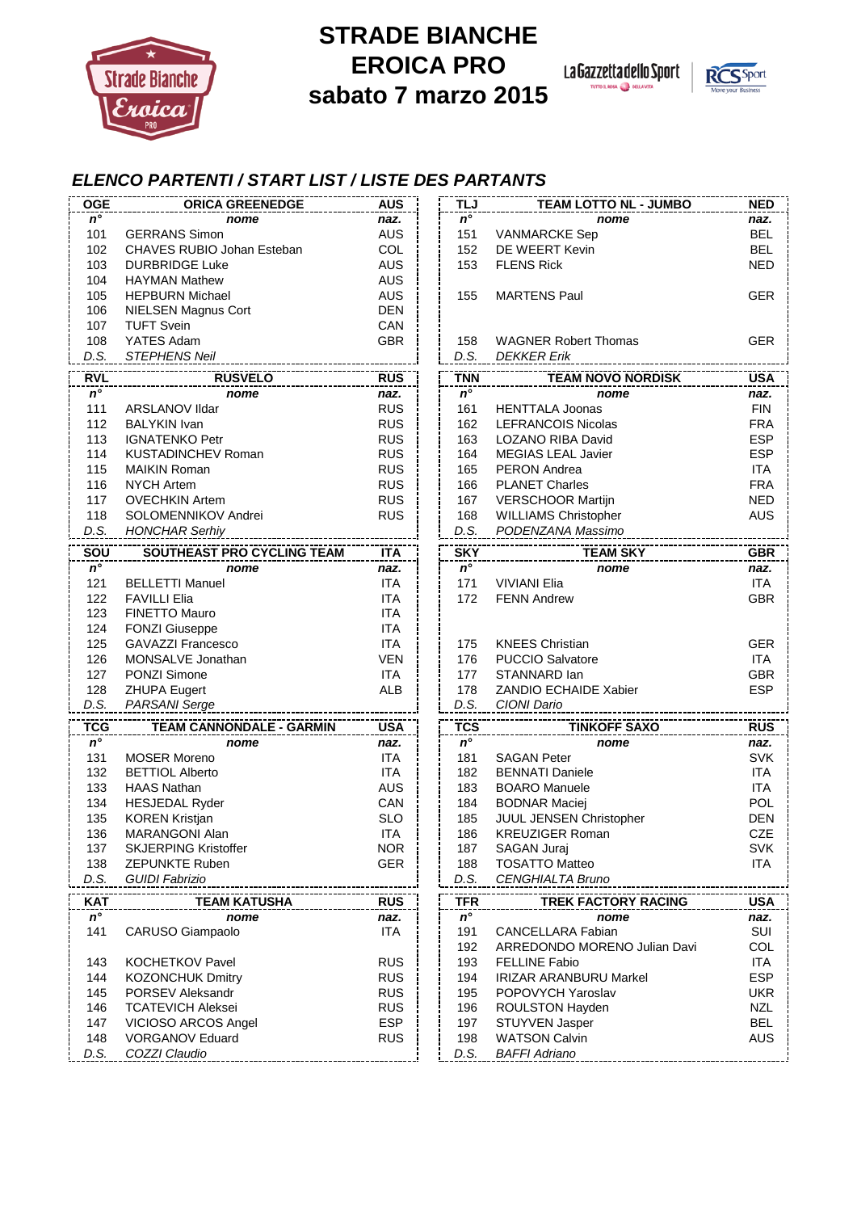# STRADE BIANCHE
# EROICA PRO
# sabato 7 marzo 2015

## *ELENCO PARTENTI / START LIST / LISTE DES PARTANTS*

| OGE | ORICA GREENEDGE | AUS |
|---|---|---|
| *n°* | *nome* | *naz.* |
| 101 | GERRANS Simon | AUS |
| 102 | CHAVES RUBIO Johan Esteban | COL |
| 103 | DURBRIDGE Luke | AUS |
| 104 | HAYMAN Mathew | AUS |
| 105 | HEPBURN Michael | AUS |
| 106 | NIELSEN Magnus Cort | DEN |
| 107 | TUFT Svein | CAN |
| 108 | YATES Adam | GBR |
| *D.S.* | *STEPHENS Neil* | |

| RVL | RUSVELO | RUS |
|---|---|---|
| *n°* | *nome* | *naz.* |
| 111 | ARSLANOV Ildar | RUS |
| 112 | BALYKIN Ivan | RUS |
| 113 | IGNATENKO Petr | RUS |
| 114 | KUSTADINCHEV Roman | RUS |
| 115 | MAIKIN Roman | RUS |
| 116 | NYCH Artem | RUS |
| 117 | OVECHKIN Artem | RUS |
| 118 | SOLOMENNIKOV Andrei | RUS |
| *D.S.* | *HONCHAR Serhiy* | |

| SOU | SOUTHEAST PRO CYCLING TEAM | ITA |
|---|---|---|
| *n°* | *nome* | *naz.* |
| 121 | BELLETTI Manuel | ITA |
| 122 | FAVILLI Elia | ITA |
| 123 | FINETTO Mauro | ITA |
| 124 | FONZI Giuseppe | ITA |
| 125 | GAVAZZI Francesco | ITA |
| 126 | MONSALVE Jonathan | VEN |
| 127 | PONZI Simone | ITA |
| 128 | ZHUPA Eugert | ALB |
| *D.S.* | *PARSANI Serge* | |

| TCG | TEAM CANNONDALE - GARMIN | USA |
|---|---|---|
| *n°* | *nome* | *naz.* |
| 131 | MOSER Moreno | ITA |
| 132 | BETTIOL Alberto | ITA |
| 133 | HAAS Nathan | AUS |
| 134 | HESJEDAL Ryder | CAN |
| 135 | KOREN Kristjan | SLO |
| 136 | MARANGONI Alan | ITA |
| 137 | SKJERPING Kristoffer | NOR |
| 138 | ZEPUNKTE Ruben | GER |
| *D.S.* | *GUIDI Fabrizio* | |

| KAT | TEAM KATUSHA | RUS |
|---|---|---|
| *n°* | *nome* | *naz.* |
| 141 | CARUSO Giampaolo | ITA |
| 143 | KOCHETKOV Pavel | RUS |
| 144 | KOZONCHUK Dmitry | RUS |
| 145 | PORSEV Aleksandr | RUS |
| 146 | TCATEVICH Aleksei | RUS |
| 147 | VICIOSO ARCOS Angel | ESP |
| 148 | VORGANOV Eduard | RUS |
| *D.S.* | *COZZI Claudio* | |

| TLJ | TEAM LOTTO NL - JUMBO | NED |
|---|---|---|
| *n°* | *nome* | *naz.* |
| 151 | VANMARCKE Sep | BEL |
| 152 | DE WEERT Kevin | BEL |
| 153 | FLENS Rick | NED |
| 155 | MARTENS Paul | GER |
| 158 | WAGNER Robert Thomas | GER |
| *D.S.* | *DEKKER Erik* | |

| TNN | TEAM NOVO NORDISK | USA |
|---|---|---|
| *n°* | *nome* | *naz.* |
| 161 | HENTTALA Joonas | FIN |
| 162 | LEFRANCOIS Nicolas | FRA |
| 163 | LOZANO RIBA David | ESP |
| 164 | MEGIAS LEAL Javier | ESP |
| 165 | PERON Andrea | ITA |
| 166 | PLANET Charles | FRA |
| 167 | VERSCHOOR Martijn | NED |
| 168 | WILLIAMS Christopher | AUS |
| *D.S.* | *PODENZANA Massimo* | |

| SKY | TEAM SKY | GBR |
|---|---|---|
| *n°* | *nome* | *naz.* |
| 171 | VIVIANI Elia | ITA |
| 172 | FENN Andrew | GBR |
| 175 | KNEES Christian | GER |
| 176 | PUCCIO Salvatore | ITA |
| 177 | STANNARD Ian | GBR |
| 178 | ZANDIO ECHAIDE Xabier | ESP |
| *D.S.* | *CIONI Dario* | |

| TCS | TINKOFF SAXO | RUS |
|---|---|---|
| *n°* | *nome* | *naz.* |
| 181 | SAGAN Peter | SVK |
| 182 | BENNATI Daniele | ITA |
| 183 | BOARO Manuele | ITA |
| 184 | BODNAR Maciej | POL |
| 185 | JUUL JENSEN Christopher | DEN |
| 186 | KREUZIGER Roman | CZE |
| 187 | SAGAN Juraj | SVK |
| 188 | TOSATTO Matteo | ITA |
| *D.S.* | *CENGHIALTA Bruno* | |

| TFR | TREK FACTORY RACING | USA |
|---|---|---|
| *n°* | *nome* | *naz.* |
| 191 | CANCELLARA Fabian | SUI |
| 192 | ARREDONDO MORENO Julian Davi | COL |
| 193 | FELLINE Fabio | ITA |
| 194 | IRIZAR ARANBURU Markel | ESP |
| 195 | POPOVYCH Yaroslav | UKR |
| 196 | ROULSTON Hayden | NZL |
| 197 | STUYVEN Jasper | BEL |
| 198 | WATSON Calvin | AUS |
| *D.S.* | *BAFFI Adriano* | |